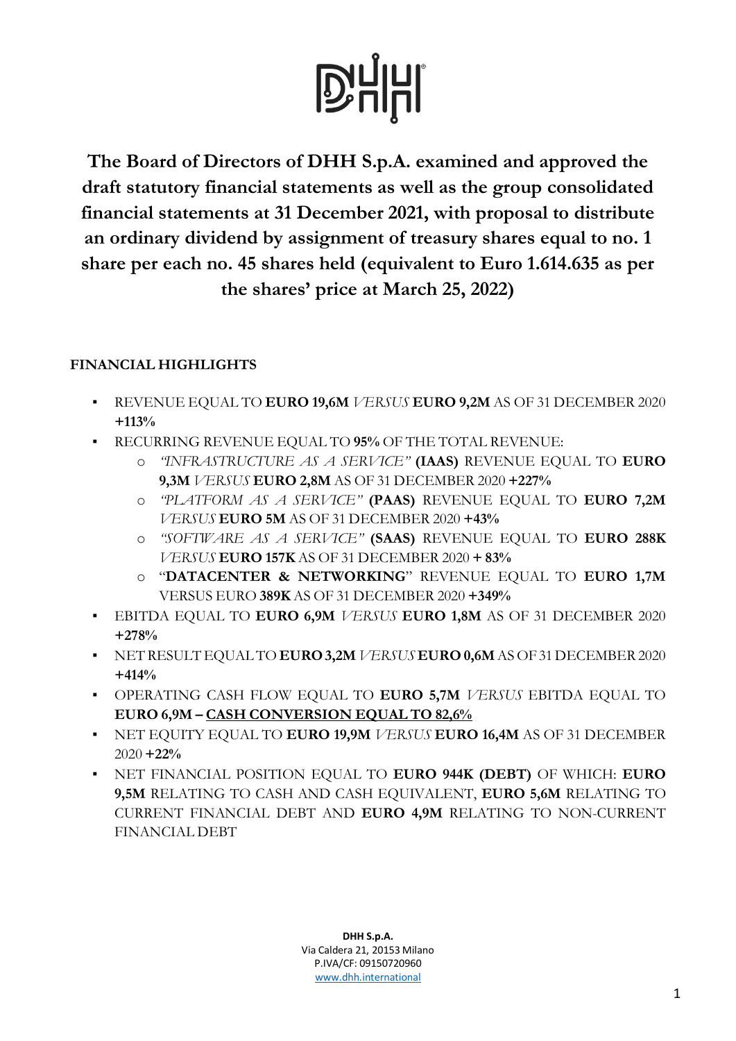# The Board of Directors of DHH S.p.A. examined and approved the draft statutory financial statements as well as the group consolidated financial statements at 31 December 2021, with proposal to distribute an ordinary dividend by assignment of treasury shares equal to no. 1 share per each no. 45 shares held (equivalent to Euro 1.614.635 as per the shares' price at March 25, 2022)

**FINANCIAL HIGHLIGHTS**

- REVENUE EQUAL TO **EURO 19,6M** *VERSUS* **EURO 9,2M** AS OF 31 DECEMBER 2020 **+113%**
- RECURRING REVENUE EQUAL TO **95%** OF THE TOTAL REVENUE:
  - *"INFRASTRUCTURE AS A SERVICE"* **(IAAS)** REVENUE EQUAL TO **EURO 9,3M** *VERSUS* **EURO 2,8M** AS OF 31 DECEMBER 2020 **+227%**
  - *"PLATFORM AS A SERVICE"* **(PAAS)** REVENUE EQUAL TO **EURO 7,2M** *VERSUS* **EURO 5M** AS OF 31 DECEMBER 2020 **+43%**
  - *"SOFTWARE AS A SERVICE"* **(SAAS)** REVENUE EQUAL TO **EURO 288K** *VERSUS* **EURO 157K** AS OF 31 DECEMBER 2020 **+ 83%**
  - "**DATACENTER & NETWORKING**" REVENUE EQUAL TO **EURO 1,7M** VERSUS EURO **389K** AS OF 31 DECEMBER 2020 **+349%**
- EBITDA EQUAL TO **EURO 6,9M** *VERSUS* **EURO 1,8M** AS OF 31 DECEMBER 2020 **+278%**
- NET RESULT EQUAL TO **EURO 3,2M** *VERSUS* **EURO 0,6M** AS OF 31 DECEMBER 2020 **+414%**
- OPERATING CASH FLOW EQUAL TO **EURO 5,7M** *VERSUS* EBITDA EQUAL TO **EURO 6,9M – CASH CONVERSION EQUAL TO 82,6%**
- NET EQUITY EQUAL TO **EURO 19,9M** *VERSUS* **EURO 16,4M** AS OF 31 DECEMBER 2020 **+22%**
- NET FINANCIAL POSITION EQUAL TO **EURO 944K (DEBT)** OF WHICH: **EURO 9,5M** RELATING TO CASH AND CASH EQUIVALENT, **EURO 5,6M** RELATING TO CURRENT FINANCIAL DEBT AND **EURO 4,9M** RELATING TO NON-CURRENT FINANCIAL DEBT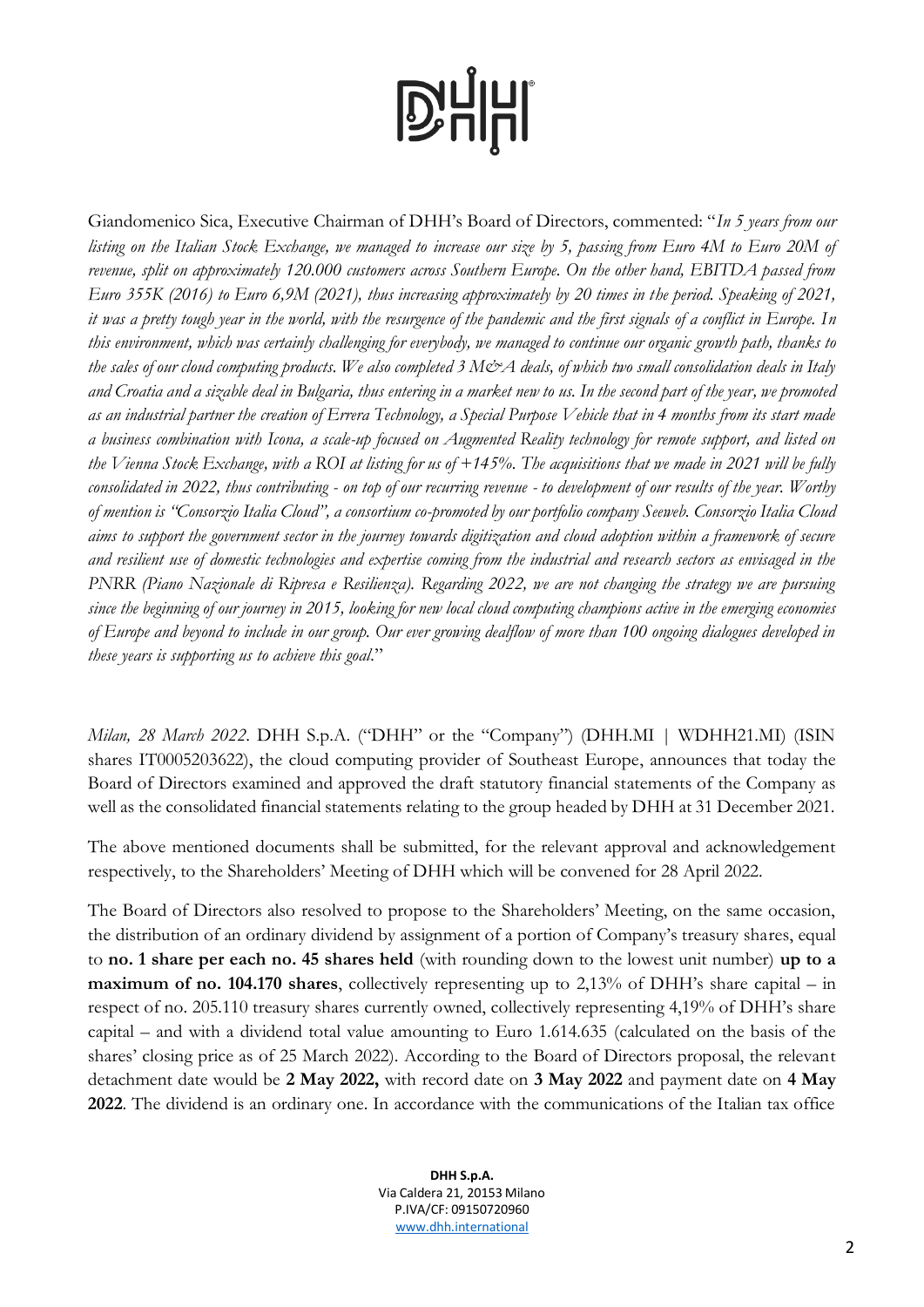Giandomenico Sica, Executive Chairman of DHH's Board of Directors, commented: "*In 5 years from our listing on the Italian Stock Exchange, we managed to increase our size by 5, passing from Euro 4M to Euro 20M of revenue, split on approximately 120.000 customers across Southern Europe. On the other hand, EBITDA passed from Euro 355K (2016) to Euro 6,9M (2021), thus increasing approximately by 20 times in the period. Speaking of 2021, it was a pretty tough year in the world, with the resurgence of the pandemic and the first signals of a conflict in Europe. In this environment, which was certainly challenging for everybody, we managed to continue our organic growth path, thanks to the sales of our cloud computing products. We also completed 3 M&A deals, of which two small consolidation deals in Italy and Croatia and a sizable deal in Bulgaria, thus entering in a market new to us. In the second part of the year, we promoted as an industrial partner the creation of Errera Technology, a Special Purpose Vehicle that in 4 months from its start made a business combination with Icona, a scale-up focused on Augmented Reality technology for remote support, and listed on the Vienna Stock Exchange, with a ROI at listing for us of +145%. The acquisitions that we made in 2021 will be fully consolidated in 2022, thus contributing - on top of our recurring revenue - to development of our results of the year. Worthy of mention is "Consorzio Italia Cloud", a consortium co-promoted by our portfolio company Seeweb. Consorzio Italia Cloud aims to support the government sector in the journey towards digitization and cloud adoption within a framework of secure and resilient use of domestic technologies and expertise coming from the industrial and research sectors as envisaged in the PNRR (Piano Nazionale di Ripresa e Resilienza). Regarding 2022, we are not changing the strategy we are pursuing since the beginning of our journey in 2015, looking for new local cloud computing champions active in the emerging economies of Europe and beyond to include in our group. Our ever growing dealflow of more than 100 ongoing dialogues developed in these years is supporting us to achieve this goal*."

*Milan, 28 March 2022*. DHH S.p.A. ("DHH" or the "Company") (DHH.MI | WDHH21.MI) (ISIN shares IT0005203622), the cloud computing provider of Southeast Europe, announces that today the Board of Directors examined and approved the draft statutory financial statements of the Company as well as the consolidated financial statements relating to the group headed by DHH at 31 December 2021.

The above mentioned documents shall be submitted, for the relevant approval and acknowledgement respectively, to the Shareholders' Meeting of DHH which will be convened for 28 April 2022.

The Board of Directors also resolved to propose to the Shareholders' Meeting, on the same occasion, the distribution of an ordinary dividend by assignment of a portion of Company's treasury shares, equal to **no. 1 share per each no. 45 shares held** (with rounding down to the lowest unit number) **up to a maximum of no. 104.170 shares**, collectively representing up to 2,13% of DHH's share capital – in respect of no. 205.110 treasury shares currently owned, collectively representing 4,19% of DHH's share capital – and with a dividend total value amounting to Euro 1.614.635 (calculated on the basis of the shares' closing price as of 25 March 2022). According to the Board of Directors proposal, the relevant detachment date would be **2 May 2022,** with record date on **3 May 2022** and payment date on **4 May 2022**. The dividend is an ordinary one. In accordance with the communications of the Italian tax office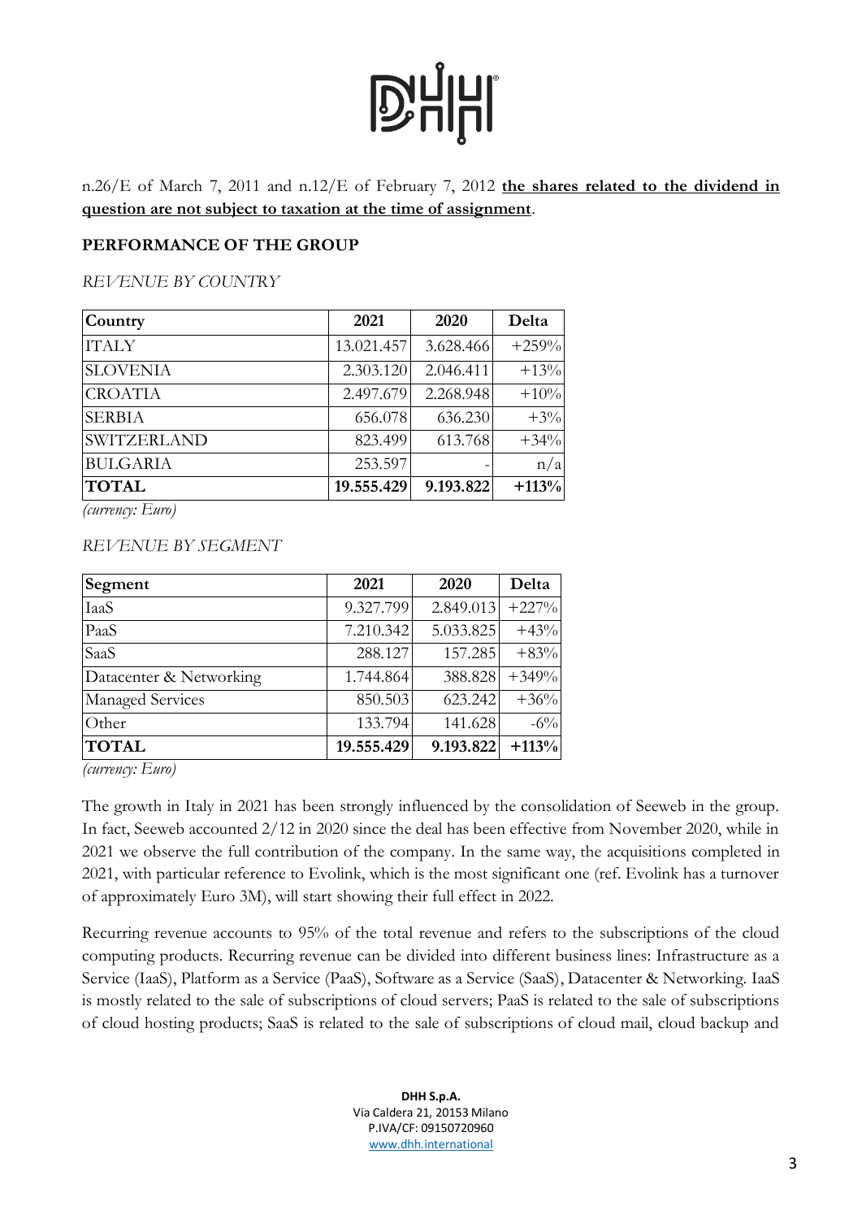n.26/E of March 7, 2011 and n.12/E of February 7, 2012 **the shares related to the dividend in question are not subject to taxation at the time of assignment**.

**PERFORMANCE OF THE GROUP**

*REVENUE BY COUNTRY*

| Country | 2021 | 2020 | Delta |
|---|---|---|---|
| ITALY | 13.021.457 | 3.628.466 | +259% |
| SLOVENIA | 2.303.120 | 2.046.411 | +13% |
| CROATIA | 2.497.679 | 2.268.948 | +10% |
| SERBIA | 656.078 | 636.230 | +3% |
| SWITZERLAND | 823.499 | 613.768 | +34% |
| BULGARIA | 253.597 | - | n/a |
| **TOTAL** | **19.555.429** | **9.193.822** | **+113%** |

*(currency: Euro)*

*REVENUE BY SEGMENT*

| Segment | 2021 | 2020 | Delta |
|---|---|---|---|
| IaaS | 9.327.799 | 2.849.013 | +227% |
| PaaS | 7.210.342 | 5.033.825 | +43% |
| SaaS | 288.127 | 157.285 | +83% |
| Datacenter & Networking | 1.744.864 | 388.828 | +349% |
| Managed Services | 850.503 | 623.242 | +36% |
| Other | 133.794 | 141.628 | -6% |
| **TOTAL** | **19.555.429** | **9.193.822** | **+113%** |

*(currency: Euro)*

The growth in Italy in 2021 has been strongly influenced by the consolidation of Seeweb in the group. In fact, Seeweb accounted 2/12 in 2020 since the deal has been effective from November 2020, while in 2021 we observe the full contribution of the company. In the same way, the acquisitions completed in 2021, with particular reference to Evolink, which is the most significant one (ref. Evolink has a turnover of approximately Euro 3M), will start showing their full effect in 2022.

Recurring revenue accounts to 95% of the total revenue and refers to the subscriptions of the cloud computing products. Recurring revenue can be divided into different business lines: Infrastructure as a Service (IaaS), Platform as a Service (PaaS), Software as a Service (SaaS), Datacenter & Networking. IaaS is mostly related to the sale of subscriptions of cloud servers; PaaS is related to the sale of subscriptions of cloud hosting products; SaaS is related to the sale of subscriptions of cloud mail, cloud backup and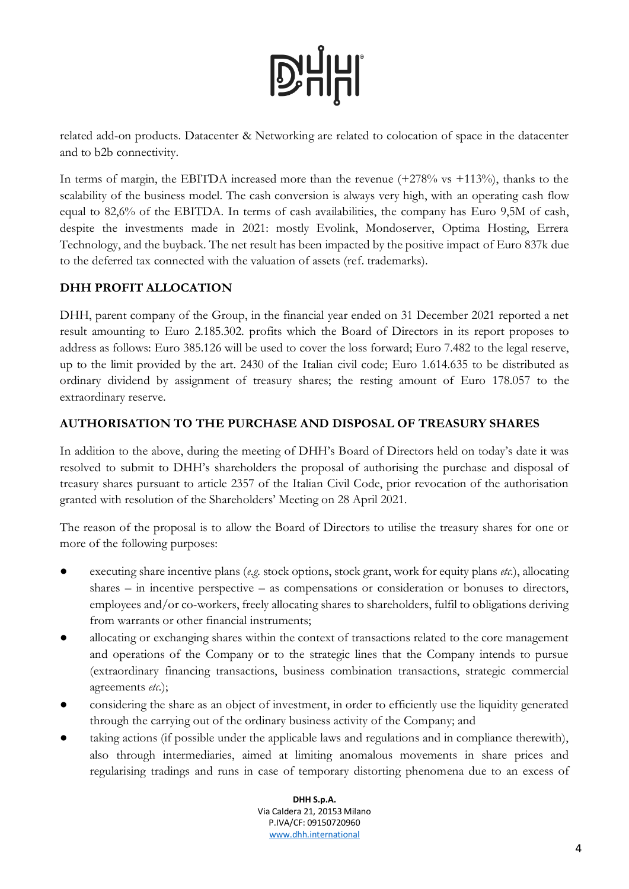related add-on products. Datacenter & Networking are related to colocation of space in the datacenter and to b2b connectivity.

In terms of margin, the EBITDA increased more than the revenue (+278% vs +113%), thanks to the scalability of the business model. The cash conversion is always very high, with an operating cash flow equal to 82,6% of the EBITDA. In terms of cash availabilities, the company has Euro 9,5M of cash, despite the investments made in 2021: mostly Evolink, Mondoserver, Optima Hosting, Errera Technology, and the buyback. The net result has been impacted by the positive impact of Euro 837k due to the deferred tax connected with the valuation of assets (ref. trademarks).

## DHH PROFIT ALLOCATION

DHH, parent company of the Group, in the financial year ended on 31 December 2021 reported a net result amounting to Euro 2.185.302. profits which the Board of Directors in its report proposes to address as follows: Euro 385.126 will be used to cover the loss forward; Euro 7.482 to the legal reserve, up to the limit provided by the art. 2430 of the Italian civil code; Euro 1.614.635 to be distributed as ordinary dividend by assignment of treasury shares; the resting amount of Euro 178.057 to the extraordinary reserve.

## AUTHORISATION TO THE PURCHASE AND DISPOSAL OF TREASURY SHARES

In addition to the above, during the meeting of DHH's Board of Directors held on today's date it was resolved to submit to DHH's shareholders the proposal of authorising the purchase and disposal of treasury shares pursuant to article 2357 of the Italian Civil Code, prior revocation of the authorisation granted with resolution of the Shareholders' Meeting on 28 April 2021.

The reason of the proposal is to allow the Board of Directors to utilise the treasury shares for one or more of the following purposes:

- executing share incentive plans (*e.g.* stock options, stock grant, work for equity plans *etc.*), allocating shares – in incentive perspective – as compensations or consideration or bonuses to directors, employees and/or co-workers, freely allocating shares to shareholders, fulfil to obligations deriving from warrants or other financial instruments;
- allocating or exchanging shares within the context of transactions related to the core management and operations of the Company or to the strategic lines that the Company intends to pursue (extraordinary financing transactions, business combination transactions, strategic commercial agreements *etc.*);
- considering the share as an object of investment, in order to efficiently use the liquidity generated through the carrying out of the ordinary business activity of the Company; and
- taking actions (if possible under the applicable laws and regulations and in compliance therewith), also through intermediaries, aimed at limiting anomalous movements in share prices and regularising tradings and runs in case of temporary distorting phenomena due to an excess of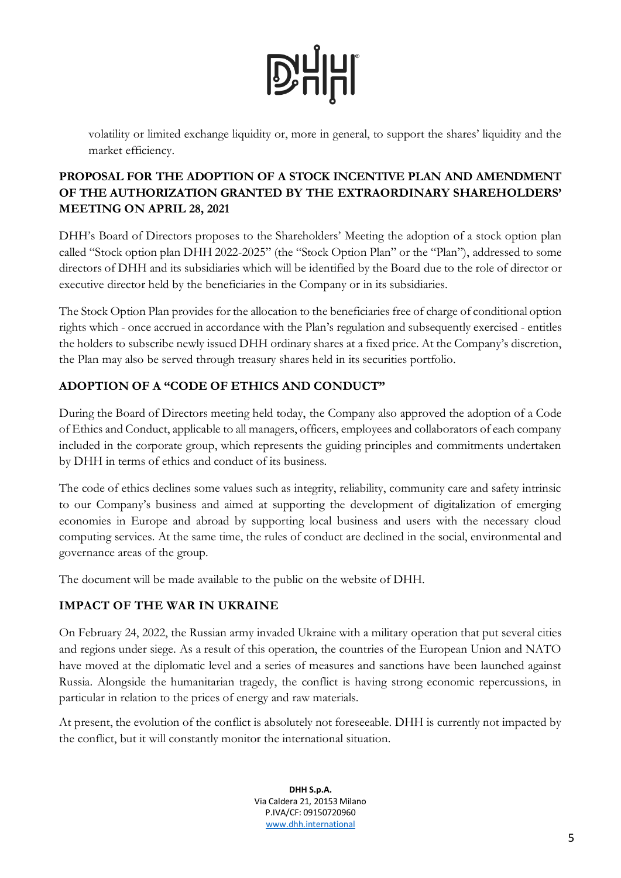volatility or limited exchange liquidity or, more in general, to support the shares' liquidity and the market efficiency.

## PROPOSAL FOR THE ADOPTION OF A STOCK INCENTIVE PLAN AND AMENDMENT OF THE AUTHORIZATION GRANTED BY THE EXTRAORDINARY SHAREHOLDERS' MEETING ON APRIL 28, 2021

DHH's Board of Directors proposes to the Shareholders' Meeting the adoption of a stock option plan called "Stock option plan DHH 2022-2025" (the "Stock Option Plan" or the "Plan"), addressed to some directors of DHH and its subsidiaries which will be identified by the Board due to the role of director or executive director held by the beneficiaries in the Company or in its subsidiaries.

The Stock Option Plan provides for the allocation to the beneficiaries free of charge of conditional option rights which - once accrued in accordance with the Plan's regulation and subsequently exercised - entitles the holders to subscribe newly issued DHH ordinary shares at a fixed price. At the Company's discretion, the Plan may also be served through treasury shares held in its securities portfolio.

## ADOPTION OF A "CODE OF ETHICS AND CONDUCT"

During the Board of Directors meeting held today, the Company also approved the adoption of a Code of Ethics and Conduct, applicable to all managers, officers, employees and collaborators of each company included in the corporate group, which represents the guiding principles and commitments undertaken by DHH in terms of ethics and conduct of its business.

The code of ethics declines some values such as integrity, reliability, community care and safety intrinsic to our Company's business and aimed at supporting the development of digitalization of emerging economies in Europe and abroad by supporting local business and users with the necessary cloud computing services. At the same time, the rules of conduct are declined in the social, environmental and governance areas of the group.

The document will be made available to the public on the website of DHH.

## IMPACT OF THE WAR IN UKRAINE

On February 24, 2022, the Russian army invaded Ukraine with a military operation that put several cities and regions under siege. As a result of this operation, the countries of the European Union and NATO have moved at the diplomatic level and a series of measures and sanctions have been launched against Russia. Alongside the humanitarian tragedy, the conflict is having strong economic repercussions, in particular in relation to the prices of energy and raw materials.

At present, the evolution of the conflict is absolutely not foreseeable. DHH is currently not impacted by the conflict, but it will constantly monitor the international situation.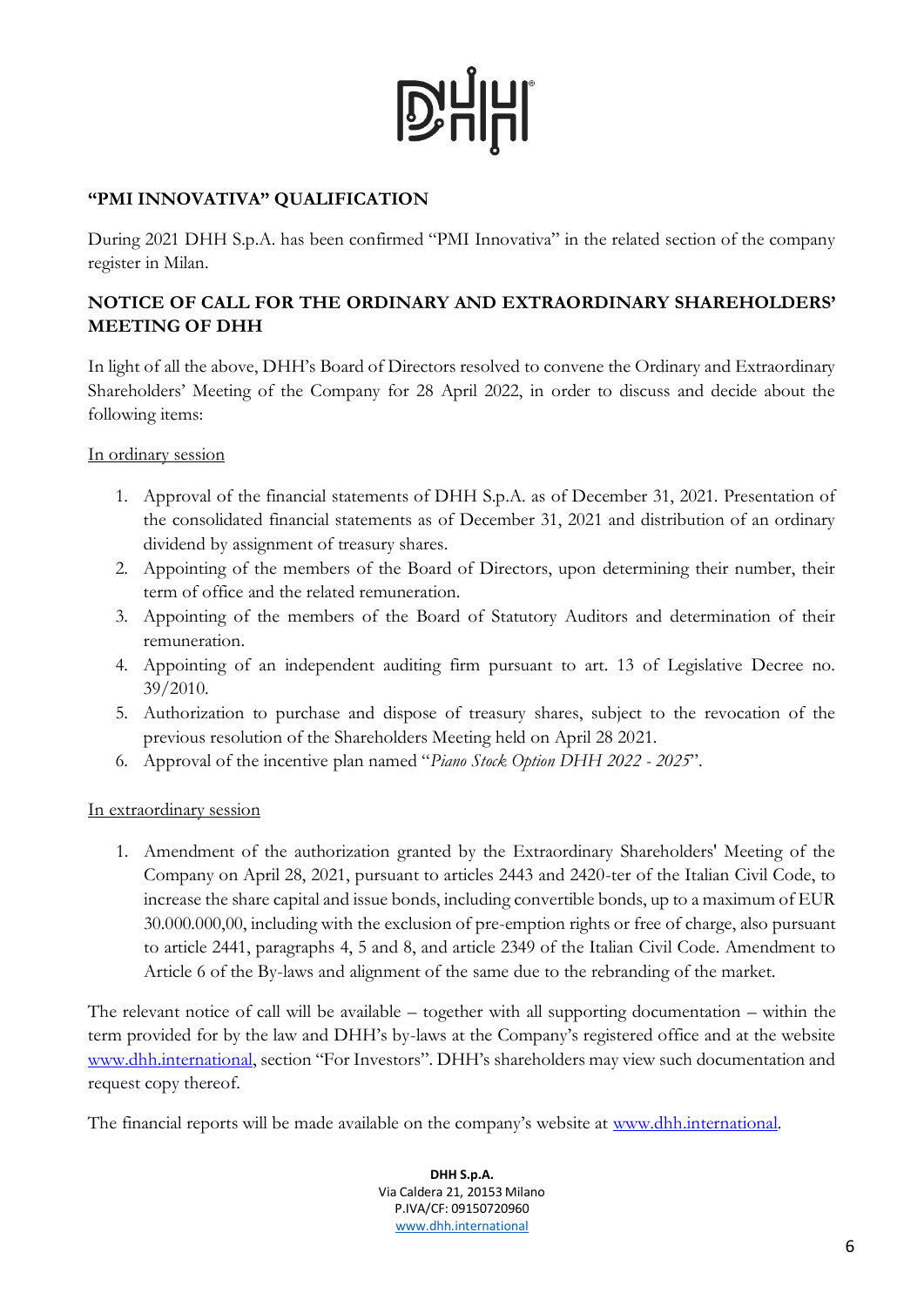## "PMI INNOVATIVA" QUALIFICATION

During 2021 DHH S.p.A. has been confirmed "PMI Innovativa" in the related section of the company register in Milan.

## NOTICE OF CALL FOR THE ORDINARY AND EXTRAORDINARY SHAREHOLDERS' MEETING OF DHH

In light of all the above, DHH's Board of Directors resolved to convene the Ordinary and Extraordinary Shareholders' Meeting of the Company for 28 April 2022, in order to discuss and decide about the following items:

In ordinary session

1. Approval of the financial statements of DHH S.p.A. as of December 31, 2021. Presentation of the consolidated financial statements as of December 31, 2021 and distribution of an ordinary dividend by assignment of treasury shares.
2. Appointing of the members of the Board of Directors, upon determining their number, their term of office and the related remuneration.
3. Appointing of the members of the Board of Statutory Auditors and determination of their remuneration.
4. Appointing of an independent auditing firm pursuant to art. 13 of Legislative Decree no. 39/2010.
5. Authorization to purchase and dispose of treasury shares, subject to the revocation of the previous resolution of the Shareholders Meeting held on April 28 2021.
6. Approval of the incentive plan named "*Piano Stock Option DHH 2022 - 2025*".

In extraordinary session

1. Amendment of the authorization granted by the Extraordinary Shareholders' Meeting of the Company on April 28, 2021, pursuant to articles 2443 and 2420-ter of the Italian Civil Code, to increase the share capital and issue bonds, including convertible bonds, up to a maximum of EUR 30.000.000,00, including with the exclusion of pre-emption rights or free of charge, also pursuant to article 2441, paragraphs 4, 5 and 8, and article 2349 of the Italian Civil Code. Amendment to Article 6 of the By-laws and alignment of the same due to the rebranding of the market.

The relevant notice of call will be available – together with all supporting documentation – within the term provided for by the law and DHH's by-laws at the Company's registered office and at the website www.dhh.international, section "For Investors". DHH's shareholders may view such documentation and request copy thereof.

The financial reports will be made available on the company's website at www.dhh.international.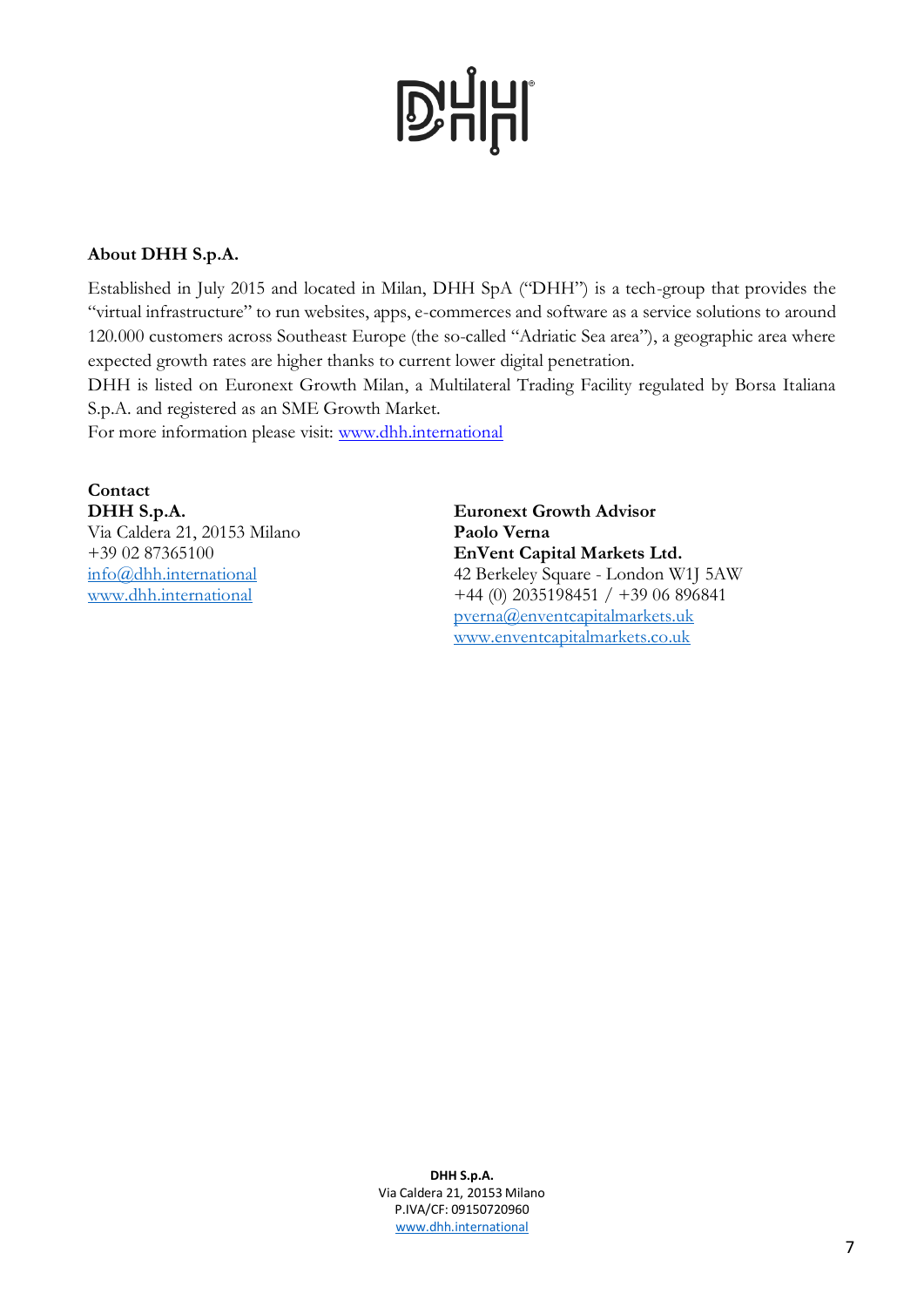**About DHH S.p.A.**

Established in July 2015 and located in Milan, DHH SpA ("DHH") is a tech-group that provides the "virtual infrastructure" to run websites, apps, e-commerces and software as a service solutions to around 120.000 customers across Southeast Europe (the so-called "Adriatic Sea area"), a geographic area where expected growth rates are higher thanks to current lower digital penetration.
DHH is listed on Euronext Growth Milan, a Multilateral Trading Facility regulated by Borsa Italiana S.p.A. and registered as an SME Growth Market.
For more information please visit: www.dhh.international

**Contact**
**DHH S.p.A.**
Via Caldera 21, 20153 Milano
+39 02 87365100
info@dhh.international
www.dhh.international

**Euronext Growth Advisor**
**Paolo Verna**
**EnVent Capital Markets Ltd.**
42 Berkeley Square - London W1J 5AW
+44 (0) 2035198451 / +39 06 896841
pverna@enventcapitalmarkets.uk
www.enventcapitalmarkets.co.uk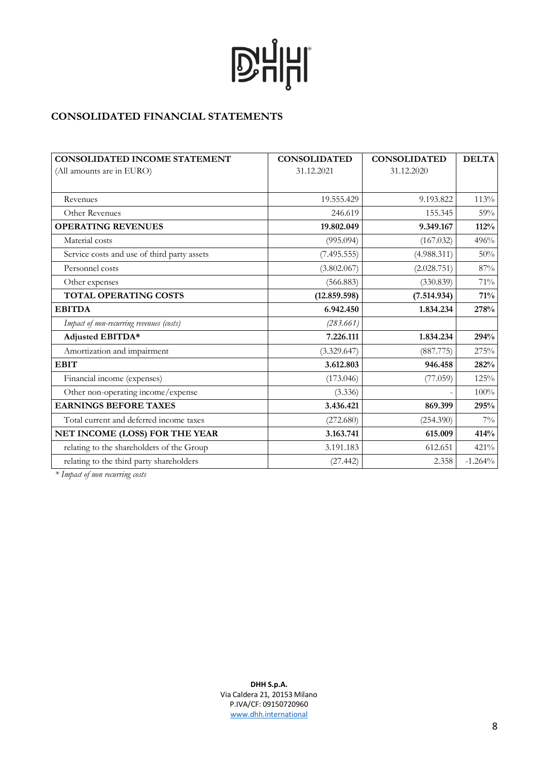## CONSOLIDATED FINANCIAL STATEMENTS

| **CONSOLIDATED INCOME STATEMENT**<br>(All amounts are in EURO) | **CONSOLIDATED**<br>31.12.2021 | **CONSOLIDATED**<br>31.12.2020 | **DELTA** |
|---|---|---|---|
| Revenues | 19.555.429 | 9.193.822 | 113% |
| Other Revenues | 246.619 | 155.345 | 59% |
| **OPERATING REVENUES** | **19.802.049** | **9.349.167** | **112%** |
| Material costs | (995.094) | (167.032) | 496% |
| Service costs and use of third party assets | (7.495.555) | (4.988.311) | 50% |
| Personnel costs | (3.802.067) | (2.028.751) | 87% |
| Other expenses | (566.883) | (330.839) | 71% |
| **TOTAL OPERATING COSTS** | **(12.859.598)** | **(7.514.934)** | **71%** |
| **EBITDA** | **6.942.450** | **1.834.234** | **278%** |
| *Impact of non-recurring revenues (costs)* | *(283.661)* | | |
| **Adjusted EBITDA*** | **7.226.111** | **1.834.234** | **294%** |
| Amortization and impairment | (3.329.647) | (887.775) | 275% |
| **EBIT** | **3.612.803** | **946.458** | **282%** |
| Financial income (expenses) | (173.046) | (77.059) | 125% |
| Other non-operating income/expense | (3.336) | - | 100% |
| **EARNINGS BEFORE TAXES** | **3.436.421** | **869.399** | **295%** |
| Total current and deferred income taxes | (272.680) | (254.390) | 7% |
| **NET INCOME (LOSS) FOR THE YEAR** | **3.163.741** | **615.009** | **414%** |
| relating to the shareholders of the Group | 3.191.183 | 612.651 | 421% |
| relating to the third party shareholders | (27.442) | 2.358 | -1.264% |

*\* Impact of non recurring costs*

**DHH S.p.A.**
Via Caldera 21, 20153 Milano
P.IVA/CF: 09150720960
www.dhh.international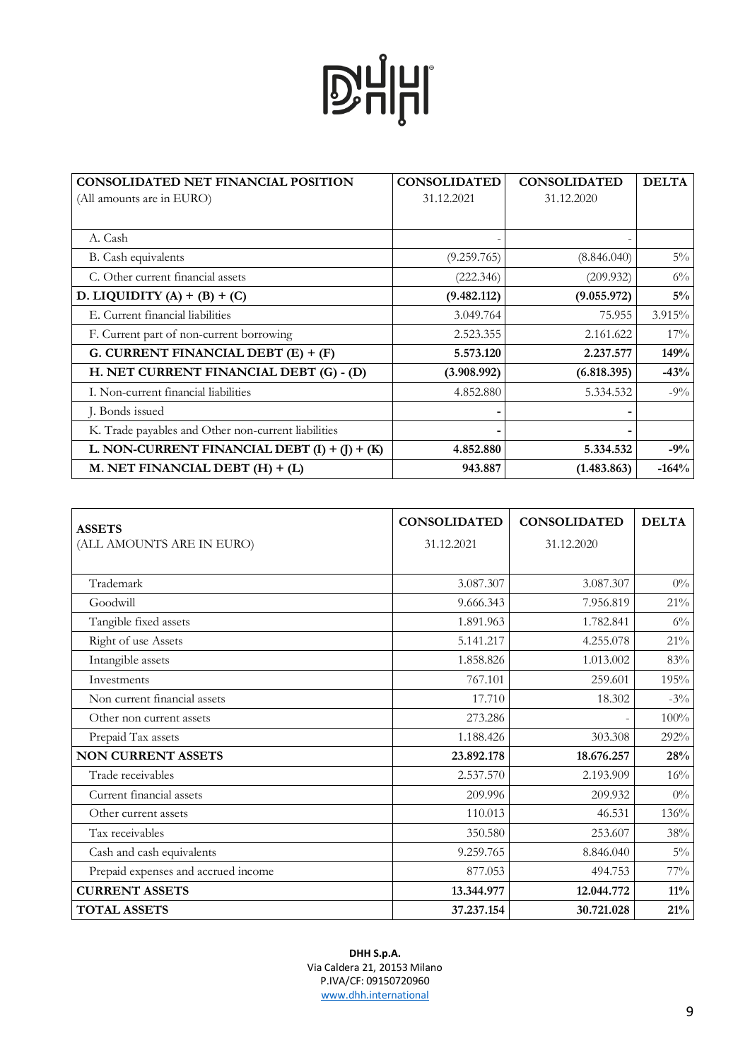| CONSOLIDATED NET FINANCIAL POSITION<br>(All amounts are in EURO) | CONSOLIDATED<br>31.12.2021 | CONSOLIDATED<br>31.12.2020 | DELTA |
|---|---|---|---|
| A. Cash | - | - | |
| B. Cash equivalents | (9.259.765) | (8.846.040) | 5% |
| C. Other current financial assets | (222.346) | (209.932) | 6% |
| **D. LIQUIDITY (A) + (B) + (C)** | **(9.482.112)** | **(9.055.972)** | **5%** |
| E. Current financial liabilities | 3.049.764 | 75.955 | 3.915% |
| F. Current part of non-current borrowing | 2.523.355 | 2.161.622 | 17% |
| **G. CURRENT FINANCIAL DEBT (E) + (F)** | **5.573.120** | **2.237.577** | **149%** |
| **H. NET CURRENT FINANCIAL DEBT (G) - (D)** | **(3.908.992)** | **(6.818.395)** | **-43%** |
| I. Non-current financial liabilities | 4.852.880 | 5.334.532 | -9% |
| J. Bonds issued | - | - | |
| K. Trade payables and Other non-current liabilities | - | - | |
| **L. NON-CURRENT FINANCIAL DEBT (I) + (J) + (K)** | **4.852.880** | **5.334.532** | **-9%** |
| **M. NET FINANCIAL DEBT (H) + (L)** | **943.887** | **(1.483.863)** | **-164%** |

| **ASSETS**<br>(ALL AMOUNTS ARE IN EURO) | CONSOLIDATED<br>31.12.2021 | CONSOLIDATED<br>31.12.2020 | DELTA |
|---|---|---|---|
| Trademark | 3.087.307 | 3.087.307 | 0% |
| Goodwill | 9.666.343 | 7.956.819 | 21% |
| Tangible fixed assets | 1.891.963 | 1.782.841 | 6% |
| Right of use Assets | 5.141.217 | 4.255.078 | 21% |
| Intangible assets | 1.858.826 | 1.013.002 | 83% |
| Investments | 767.101 | 259.601 | 195% |
| Non current financial assets | 17.710 | 18.302 | -3% |
| Other non current assets | 273.286 | - | 100% |
| Prepaid Tax assets | 1.188.426 | 303.308 | 292% |
| **NON CURRENT ASSETS** | **23.892.178** | **18.676.257** | **28%** |
| Trade receivables | 2.537.570 | 2.193.909 | 16% |
| Current financial assets | 209.996 | 209.932 | 0% |
| Other current assets | 110.013 | 46.531 | 136% |
| Tax receivables | 350.580 | 253.607 | 38% |
| Cash and cash equivalents | 9.259.765 | 8.846.040 | 5% |
| Prepaid expenses and accrued income | 877.053 | 494.753 | 77% |
| **CURRENT ASSETS** | **13.344.977** | **12.044.772** | **11%** |
| **TOTAL ASSETS** | **37.237.154** | **30.721.028** | **21%** |

**DHH S.p.A.**
Via Caldera 21, 20153 Milano
P.IVA/CF: 09150720960
www.dhh.international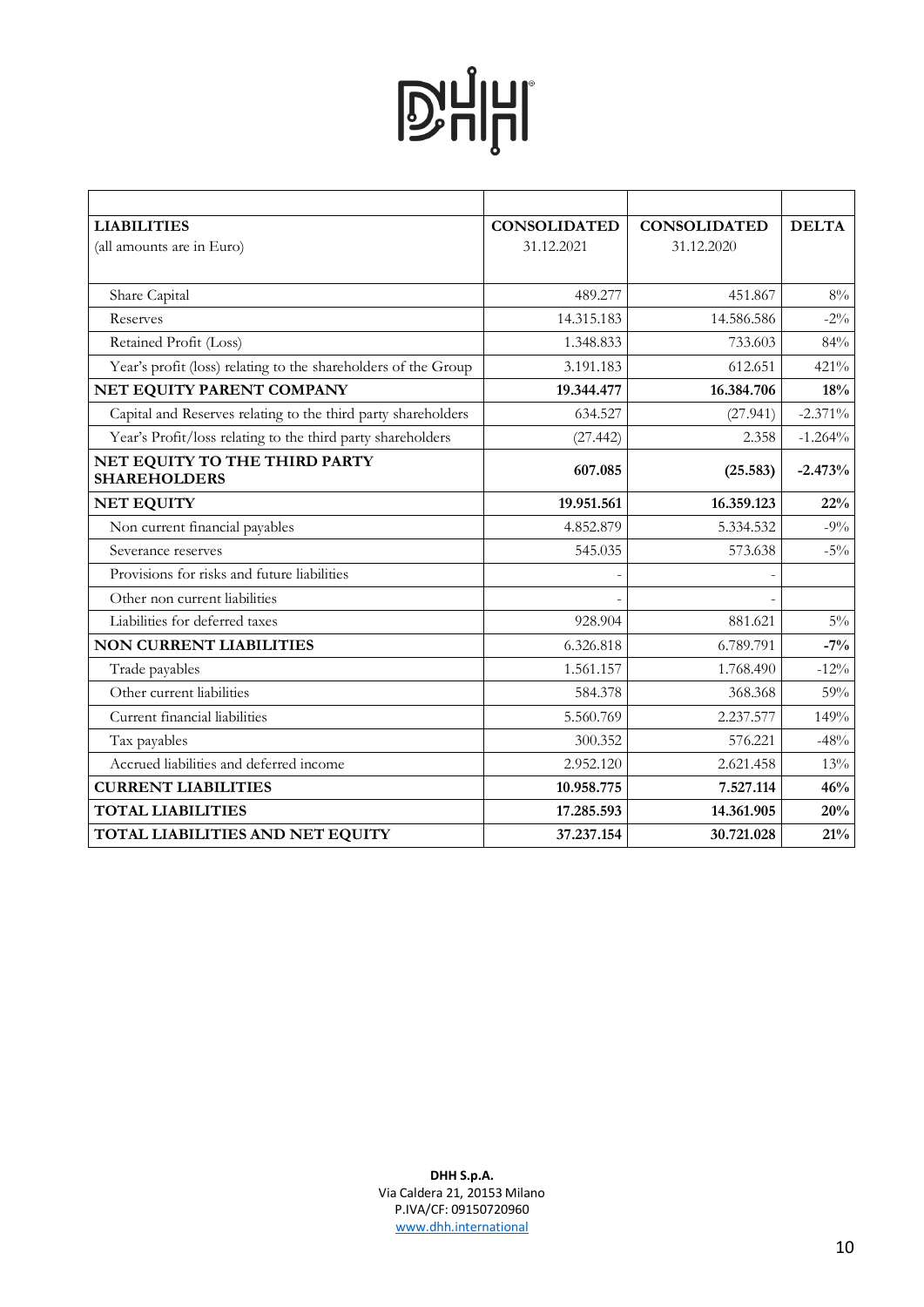| LIABILITIES<br>(all amounts are in Euro) | CONSOLIDATED<br>31.12.2021 | CONSOLIDATED<br>31.12.2020 | DELTA |
|---|---|---|---|
| Share Capital | 489.277 | 451.867 | 8% |
| Reserves | 14.315.183 | 14.586.586 | -2% |
| Retained Profit (Loss) | 1.348.833 | 733.603 | 84% |
| Year's profit (loss) relating to the shareholders of the Group | 3.191.183 | 612.651 | 421% |
| **NET EQUITY PARENT COMPANY** | **19.344.477** | **16.384.706** | **18%** |
| Capital and Reserves relating to the third party shareholders | 634.527 | (27.941) | -2.371% |
| Year's Profit/loss relating to the third party shareholders | (27.442) | 2.358 | -1.264% |
| **NET EQUITY TO THE THIRD PARTY SHAREHOLDERS** | **607.085** | **(25.583)** | **-2.473%** |
| **NET EQUITY** | **19.951.561** | **16.359.123** | **22%** |
| Non current financial payables | 4.852.879 | 5.334.532 | -9% |
| Severance reserves | 545.035 | 573.638 | -5% |
| Provisions for risks and future liabilities | - | - | |
| Other non current liabilities | - | - | |
| Liabilities for deferred taxes | 928.904 | 881.621 | 5% |
| **NON CURRENT LIABILITIES** | **6.326.818** | **6.789.791** | **-7%** |
| Trade payables | 1.561.157 | 1.768.490 | -12% |
| Other current liabilities | 584.378 | 368.368 | 59% |
| Current financial liabilities | 5.560.769 | 2.237.577 | 149% |
| Tax payables | 300.352 | 576.221 | -48% |
| Accrued liabilities and deferred income | 2.952.120 | 2.621.458 | 13% |
| **CURRENT LIABILITIES** | **10.958.775** | **7.527.114** | **46%** |
| **TOTAL LIABILITIES** | **17.285.593** | **14.361.905** | **20%** |
| **TOTAL LIABILITIES AND NET EQUITY** | **37.237.154** | **30.721.028** | **21%** |

**DHH S.p.A.**
Via Caldera 21, 20153 Milano
P.IVA/CF: 09150720960
www.dhh.international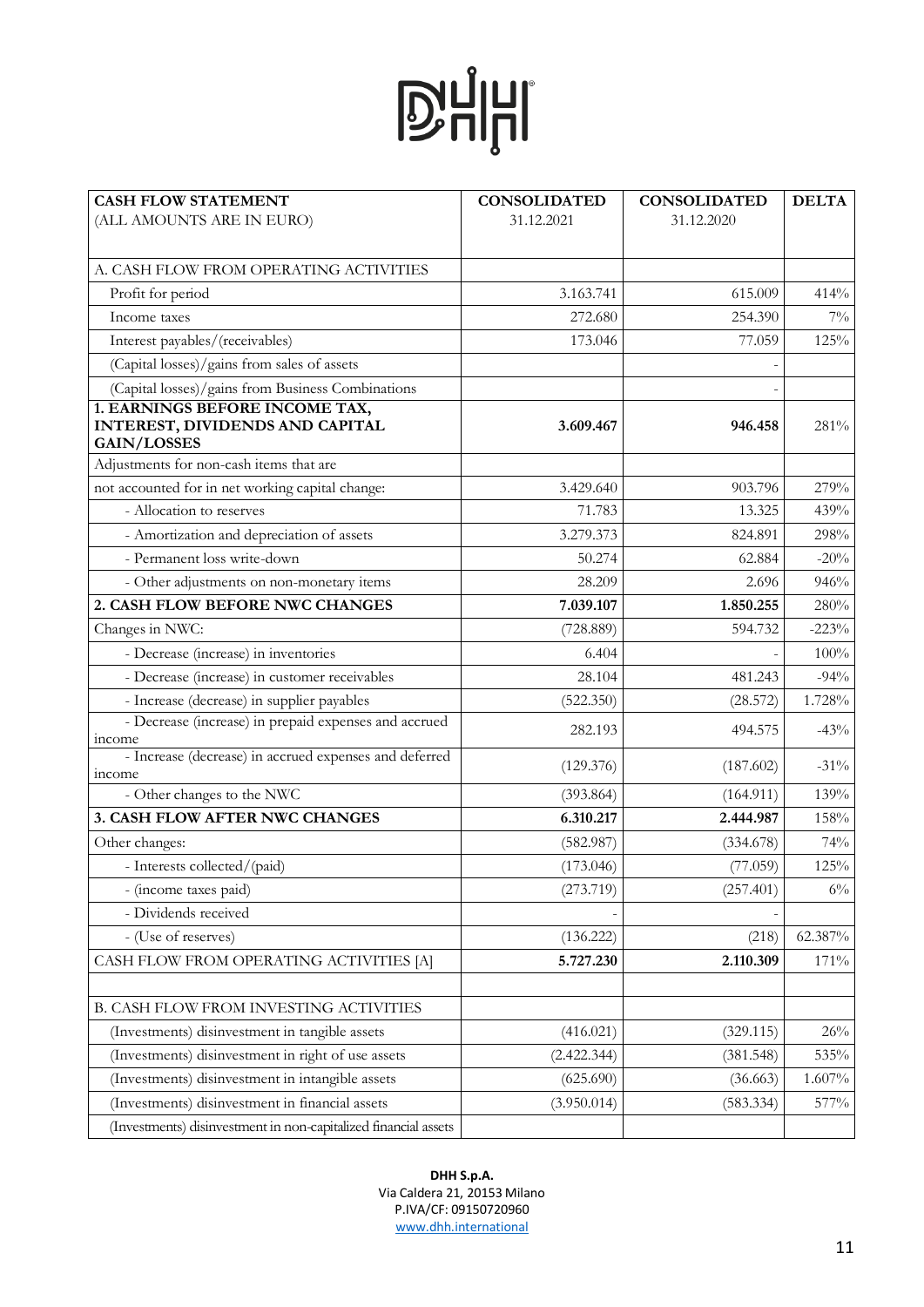| CASH FLOW STATEMENT (ALL AMOUNTS ARE IN EURO) | CONSOLIDATED 31.12.2021 | CONSOLIDATED 31.12.2020 | DELTA |
|---|---|---|---|
| A. CASH FLOW FROM OPERATING ACTIVITIES | | | |
| Profit for period | 3.163.741 | 615.009 | 414% |
| Income taxes | 272.680 | 254.390 | 7% |
| Interest payables/(receivables) | 173.046 | 77.059 | 125% |
| (Capital losses)/gains from sales of assets | | - | |
| (Capital losses)/gains from Business Combinations | | - | |
| **1. EARNINGS BEFORE INCOME TAX, INTEREST, DIVIDENDS AND CAPITAL GAIN/LOSSES** | **3.609.467** | **946.458** | 281% |
| Adjustments for non-cash items that are | | | |
| not accounted for in net working capital change: | 3.429.640 | 903.796 | 279% |
| - Allocation to reserves | 71.783 | 13.325 | 439% |
| - Amortization and depreciation of assets | 3.279.373 | 824.891 | 298% |
| - Permanent loss write-down | 50.274 | 62.884 | -20% |
| - Other adjustments on non-monetary items | 28.209 | 2.696 | 946% |
| **2. CASH FLOW BEFORE NWC CHANGES** | **7.039.107** | **1.850.255** | 280% |
| Changes in NWC: | (728.889) | 594.732 | -223% |
| - Decrease (increase) in inventories | 6.404 | - | 100% |
| - Decrease (increase) in customer receivables | 28.104 | 481.243 | -94% |
| - Increase (decrease) in supplier payables | (522.350) | (28.572) | 1.728% |
| - Decrease (increase) in prepaid expenses and accrued income | 282.193 | 494.575 | -43% |
| - Increase (decrease) in accrued expenses and deferred income | (129.376) | (187.602) | -31% |
| - Other changes to the NWC | (393.864) | (164.911) | 139% |
| **3. CASH FLOW AFTER NWC CHANGES** | **6.310.217** | **2.444.987** | 158% |
| Other changes: | (582.987) | (334.678) | 74% |
| - Interests collected/(paid) | (173.046) | (77.059) | 125% |
| - (income taxes paid) | (273.719) | (257.401) | 6% |
| - Dividends received | - | - | |
| - (Use of reserves) | (136.222) | (218) | 62.387% |
| CASH FLOW FROM OPERATING ACTIVITIES [A] | **5.727.230** | **2.110.309** | 171% |
| | | | |
| B. CASH FLOW FROM INVESTING ACTIVITIES | | | |
| (Investments) disinvestment in tangible assets | (416.021) | (329.115) | 26% |
| (Investments) disinvestment in right of use assets | (2.422.344) | (381.548) | 535% |
| (Investments) disinvestment in intangible assets | (625.690) | (36.663) | 1.607% |
| (Investments) disinvestment in financial assets | (3.950.014) | (583.334) | 577% |
| (Investments) disinvestment in non-capitalized financial assets | | | |

**DHH S.p.A.**
Via Caldera 21, 20153 Milano
P.IVA/CF: 09150720960
www.dhh.international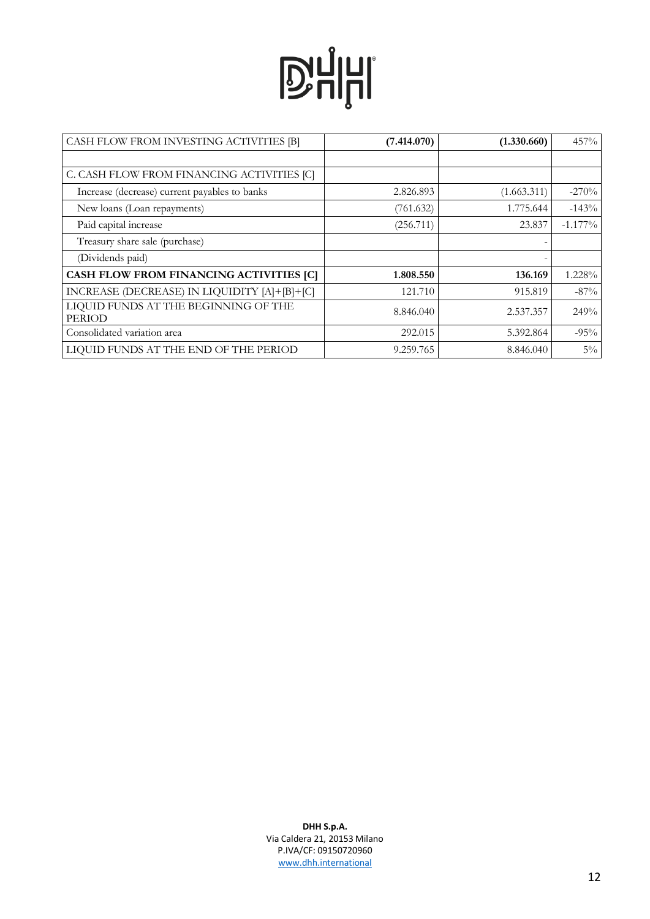| CASH FLOW FROM INVESTING ACTIVITIES [B] | **(7.414.070)** | **(1.330.660)** | 457% |
|---|---|---|---|
| | | | |
| C. CASH FLOW FROM FINANCING ACTIVITIES [C] | | | |
| Increase (decrease) current payables to banks | 2.826.893 | (1.663.311) | -270% |
| New loans (Loan repayments) | (761.632) | 1.775.644 | -143% |
| Paid capital increase | (256.711) | 23.837 | -1.177% |
| Treasury share sale (purchase) | | - | |
| (Dividends paid) | | - | |
| **CASH FLOW FROM FINANCING ACTIVITIES [C]** | **1.808.550** | **136.169** | 1.228% |
| INCREASE (DECREASE) IN LIQUIDITY [A]+[B]+[C] | 121.710 | 915.819 | -87% |
| LIQUID FUNDS AT THE BEGINNING OF THE PERIOD | 8.846.040 | 2.537.357 | 249% |
| Consolidated variation area | 292.015 | 5.392.864 | -95% |
| LIQUID FUNDS AT THE END OF THE PERIOD | 9.259.765 | 8.846.040 | 5% |

**DHH S.p.A.**
Via Caldera 21, 20153 Milano
P.IVA/CF: 09150720960
www.dhh.international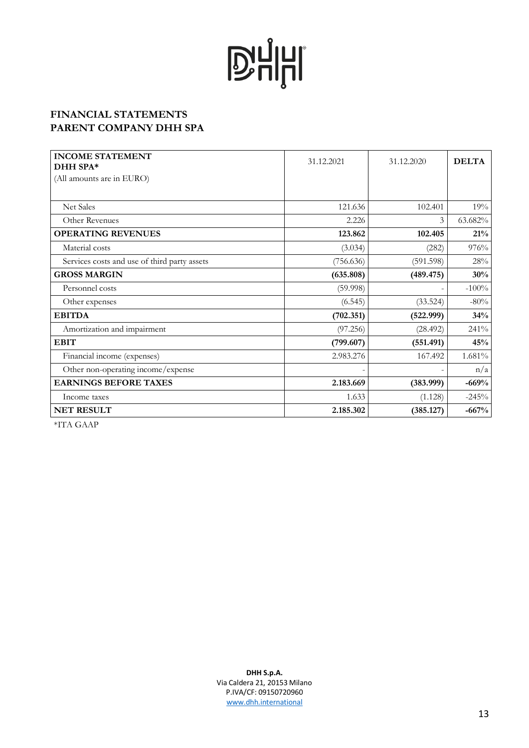# FINANCIAL STATEMENTS
# PARENT COMPANY DHH SPA

| **INCOME STATEMENT DHH SPA*** (All amounts are in EURO) | 31.12.2021 | 31.12.2020 | **DELTA** |
|---|---|---|---|
| Net Sales | 121.636 | 102.401 | 19% |
| Other Revenues | 2.226 | 3 | 63.682% |
| **OPERATING REVENUES** | **123.862** | **102.405** | **21%** |
| Material costs | (3.034) | (282) | 976% |
| Services costs and use of third party assets | (756.636) | (591.598) | 28% |
| **GROSS MARGIN** | **(635.808)** | **(489.475)** | **30%** |
| Personnel costs | (59.998) | - | -100% |
| Other expenses | (6.545) | (33.524) | -80% |
| **EBITDA** | **(702.351)** | **(522.999)** | **34%** |
| Amortization and impairment | (97.256) | (28.492) | 241% |
| **EBIT** | **(799.607)** | **(551.491)** | **45%** |
| Financial income (expenses) | 2.983.276 | 167.492 | 1.681% |
| Other non-operating income/expense | - | - | n/a |
| **EARNINGS BEFORE TAXES** | **2.183.669** | **(383.999)** | **-669%** |
| Income taxes | 1.633 | (1.128) | -245% |
| **NET RESULT** | **2.185.302** | **(385.127)** | **-667%** |

*ITA GAAP

**DHH S.p.A.**
Via Caldera 21, 20153 Milano
P.IVA/CF: 09150720960
www.dhh.international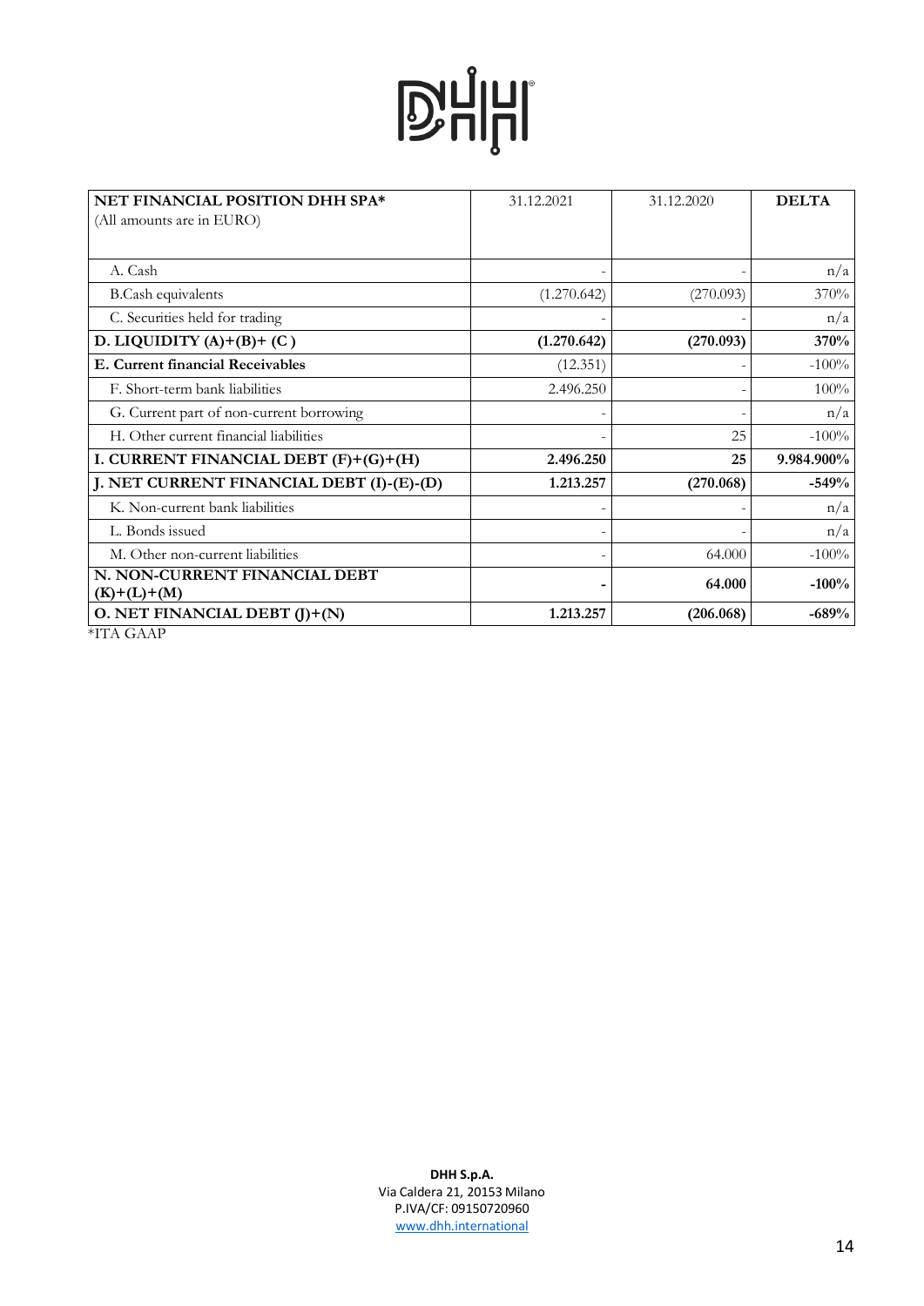| **NET FINANCIAL POSITION DHH SPA***<br>(All amounts are in EURO) | 31.12.2021 | 31.12.2020 | **DELTA** |
|---|---|---|---|
| A. Cash | - | - | n/a |
| B.Cash equivalents | (1.270.642) | (270.093) | 370% |
| C. Securities held for trading | - | - | n/a |
| **D. LIQUIDITY (A)+(B)+ (C )** | **(1.270.642)** | **(270.093)** | **370%** |
| **E. Current financial Receivables** | (12.351) | - | -100% |
| F. Short-term bank liabilities | 2.496.250 | - | 100% |
| G. Current part of non-current borrowing | - | - | n/a |
| H. Other current financial liabilities | - | 25 | -100% |
| **I. CURRENT FINANCIAL DEBT (F)+(G)+(H)** | **2.496.250** | **25** | **9.984.900%** |
| **J. NET CURRENT FINANCIAL DEBT (I)-(E)-(D)** | **1.213.257** | **(270.068)** | **-549%** |
| K. Non-current bank liabilities | - | - | n/a |
| L. Bonds issued | - | - | n/a |
| M. Other non-current liabilities | - | 64.000 | -100% |
| **N. NON-CURRENT FINANCIAL DEBT (K)+(L)+(M)** | **-** | **64.000** | **-100%** |
| **O. NET FINANCIAL DEBT (J)+(N)** | **1.213.257** | **(206.068)** | **-689%** |

*ITA GAAP

**DHH S.p.A.**
Via Caldera 21, 20153 Milano
P.IVA/CF: 09150720960
www.dhh.international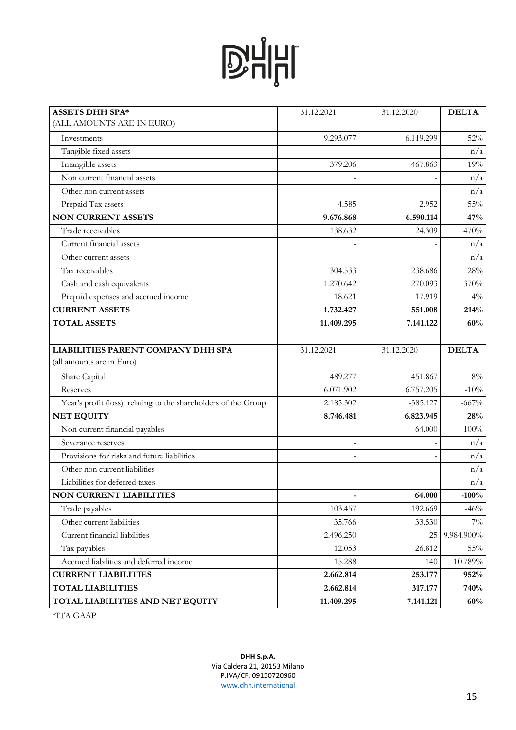| ASSETS DHH SPA* (ALL AMOUNTS ARE IN EURO) | 31.12.2021 | 31.12.2020 | DELTA |
|---|---|---|---|
| Investments | 9.293.077 | 6.119.299 | 52% |
| Tangible fixed assets | - | - | n/a |
| Intangible assets | 379.206 | 467.863 | -19% |
| Non current financial assets | - | - | n/a |
| Other non current assets | - | - | n/a |
| Prepaid Tax assets | 4.585 | 2.952 | 55% |
| **NON CURRENT ASSETS** | **9.676.868** | **6.590.114** | **47%** |
| Trade receivables | 138.632 | 24.309 | 470% |
| Current financial assets | - | - | n/a |
| Other current assets | - | - | n/a |
| Tax receivables | 304.533 | 238.686 | 28% |
| Cash and cash equivalents | 1.270.642 | 270.093 | 370% |
| Prepaid expenses and accrued income | 18.621 | 17.919 | 4% |
| **CURRENT ASSETS** | **1.732.427** | **551.008** | **214%** |
| **TOTAL ASSETS** | **11.409.295** | **7.141.122** | **60%** |

| LIABILITIES PARENT COMPANY DHH SPA (all amounts are in Euro) | 31.12.2021 | 31.12.2020 | DELTA |
|---|---|---|---|
| Share Capital | 489.277 | 451.867 | 8% |
| Reserves | 6.071.902 | 6.757.205 | -10% |
| Year's profit (loss) relating to the shareholders of the Group | 2.185.302 | -385.127 | -667% |
| **NET EQUITY** | **8.746.481** | **6.823.945** | **28%** |
| Non current financial payables | - | 64.000 | -100% |
| Severance reserves | - | - | n/a |
| Provisions for risks and future liabilities | - | - | n/a |
| Other non current liabilities | - | - | n/a |
| Liabilities for deferred taxes | - | - | n/a |
| **NON CURRENT LIABILITIES** | **-** | **64.000** | **-100%** |
| Trade payables | 103.457 | 192.669 | -46% |
| Other current liabilities | 35.766 | 33.530 | 7% |
| Current financial liabilities | 2.496.250 | 25 | 9.984.900% |
| Tax payables | 12.053 | 26.812 | -55% |
| Accrued liabilities and deferred income | 15.288 | 140 | 10.789% |
| **CURRENT LIABILITIES** | **2.662.814** | **253.177** | **952%** |
| **TOTAL LIABILITIES** | **2.662.814** | **317.177** | **740%** |
| **TOTAL LIABILITIES AND NET EQUITY** | **11.409.295** | **7.141.121** | **60%** |

*ITA GAAP

**DHH S.p.A.**
Via Caldera 21, 20153 Milano
P.IVA/CF: 09150720960
www.dhh.international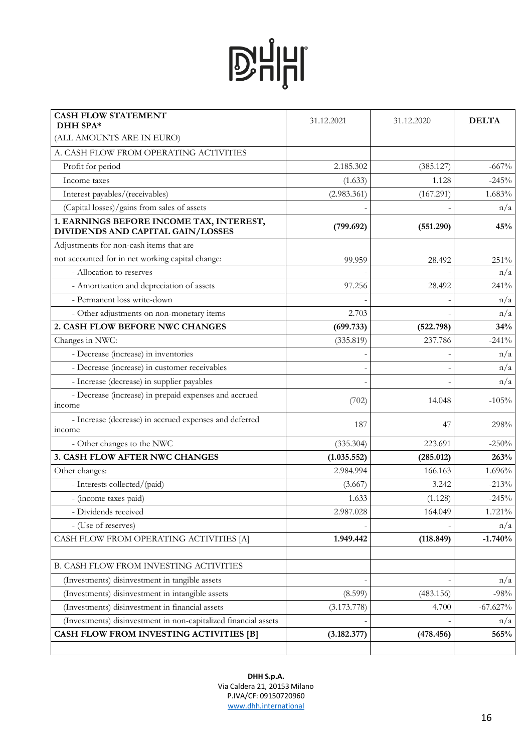| CASH FLOW STATEMENT DHH SPA* (ALL AMOUNTS ARE IN EURO) | 31.12.2021 | 31.12.2020 | DELTA |
|---|---|---|---|
| A. CASH FLOW FROM OPERATING ACTIVITIES | | | |
| Profit for period | 2.185.302 | (385.127) | -667% |
| Income taxes | (1.633) | 1.128 | -245% |
| Interest payables/(receivables) | (2.983.361) | (167.291) | 1.683% |
| (Capital losses)/gains from sales of assets | - | - | n/a |
| **1. EARNINGS BEFORE INCOME TAX, INTEREST, DIVIDENDS AND CAPITAL GAIN/LOSSES** | **(799.692)** | **(551.290)** | **45%** |
| Adjustments for non-cash items that are not accounted for in net working capital change: | 99.959 | 28.492 | 251% |
| - Allocation to reserves | - | - | n/a |
| - Amortization and depreciation of assets | 97.256 | 28.492 | 241% |
| - Permanent loss write-down | - | - | n/a |
| - Other adjustments on non-monetary items | 2.703 | - | n/a |
| **2. CASH FLOW BEFORE NWC CHANGES** | **(699.733)** | **(522.798)** | **34%** |
| Changes in NWC: | (335.819) | 237.786 | -241% |
| - Decrease (increase) in inventories | - | - | n/a |
| - Decrease (increase) in customer receivables | - | - | n/a |
| - Increase (decrease) in supplier payables | - | - | n/a |
| - Decrease (increase) in prepaid expenses and accrued income | (702) | 14.048 | -105% |
| - Increase (decrease) in accrued expenses and deferred income | 187 | 47 | 298% |
| - Other changes to the NWC | (335.304) | 223.691 | -250% |
| **3. CASH FLOW AFTER NWC CHANGES** | **(1.035.552)** | **(285.012)** | **263%** |
| Other changes: | 2.984.994 | 166.163 | 1.696% |
| - Interests collected/(paid) | (3.667) | 3.242 | -213% |
| - (income taxes paid) | 1.633 | (1.128) | -245% |
| - Dividends received | 2.987.028 | 164.049 | 1.721% |
| - (Use of reserves) | - | - | n/a |
| CASH FLOW FROM OPERATING ACTIVITIES [A] | **1.949.442** | **(118.849)** | **-1.740%** |
| | | | |
| B. CASH FLOW FROM INVESTING ACTIVITIES | | | |
| (Investments) disinvestment in tangible assets | - | - | n/a |
| (Investments) disinvestment in intangible assets | (8.599) | (483.156) | -98% |
| (Investments) disinvestment in financial assets | (3.173.778) | 4.700 | -67.627% |
| (Investments) disinvestment in non-capitalized financial assets | - | - | n/a |
| **CASH FLOW FROM INVESTING ACTIVITIES [B]** | **(3.182.377)** | **(478.456)** | **565%** |
| | | | |

**DHH S.p.A.**
Via Caldera 21, 20153 Milano
P.IVA/CF: 09150720960
www.dhh.international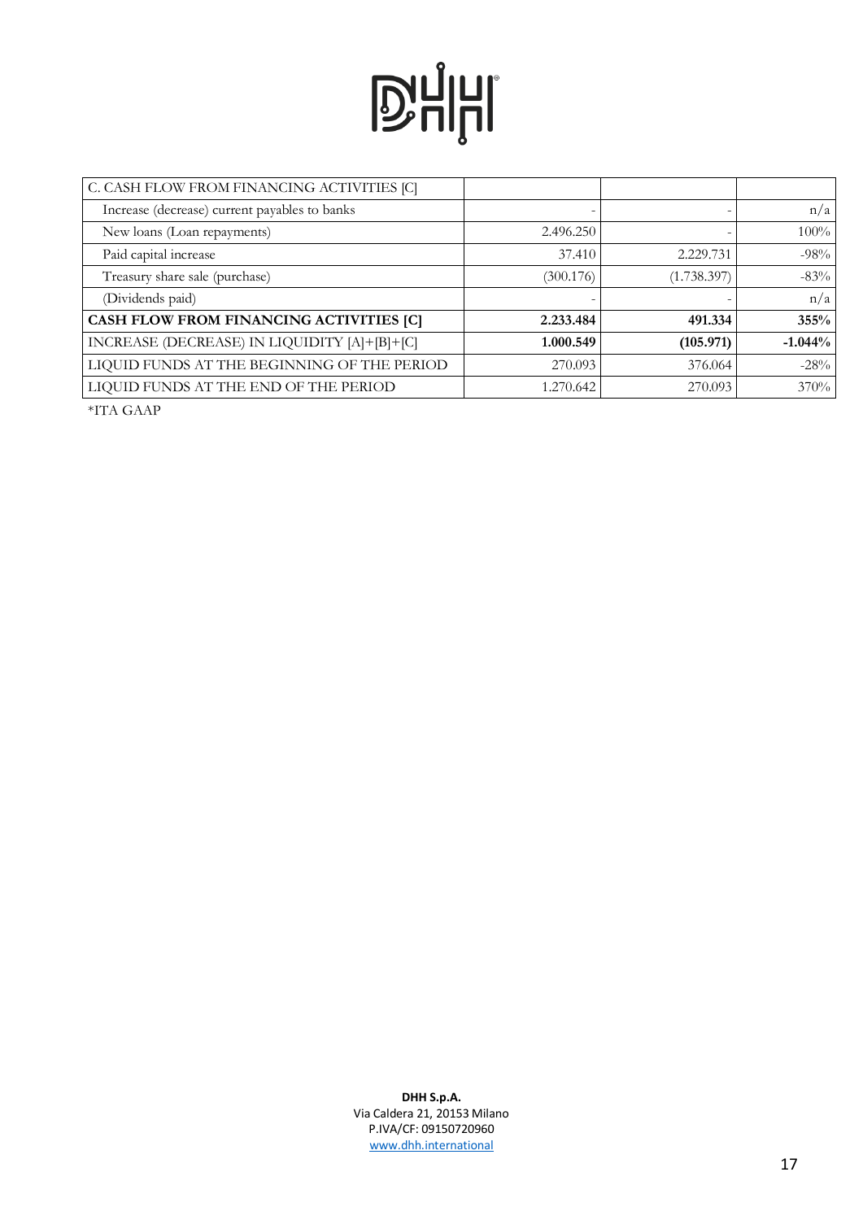| C. CASH FLOW FROM FINANCING ACTIVITIES [C] | | | |
|---|---|---|---|
| Increase (decrease) current payables to banks | - | - | n/a |
| New loans (Loan repayments) | 2.496.250 | - | 100% |
| Paid capital increase | 37.410 | 2.229.731 | -98% |
| Treasury share sale (purchase) | (300.176) | (1.738.397) | -83% |
| (Dividends paid) | - | - | n/a |
| **CASH FLOW FROM FINANCING ACTIVITIES [C]** | **2.233.484** | **491.334** | **355%** |
| INCREASE (DECREASE) IN LIQUIDITY [A]+[B]+[C] | **1.000.549** | **(105.971)** | **-1.044%** |
| LIQUID FUNDS AT THE BEGINNING OF THE PERIOD | 270.093 | 376.064 | -28% |
| LIQUID FUNDS AT THE END OF THE PERIOD | 1.270.642 | 270.093 | 370% |

*ITA GAAP

**DHH S.p.A.**
Via Caldera 21, 20153 Milano
P.IVA/CF: 09150720960
www.dhh.international